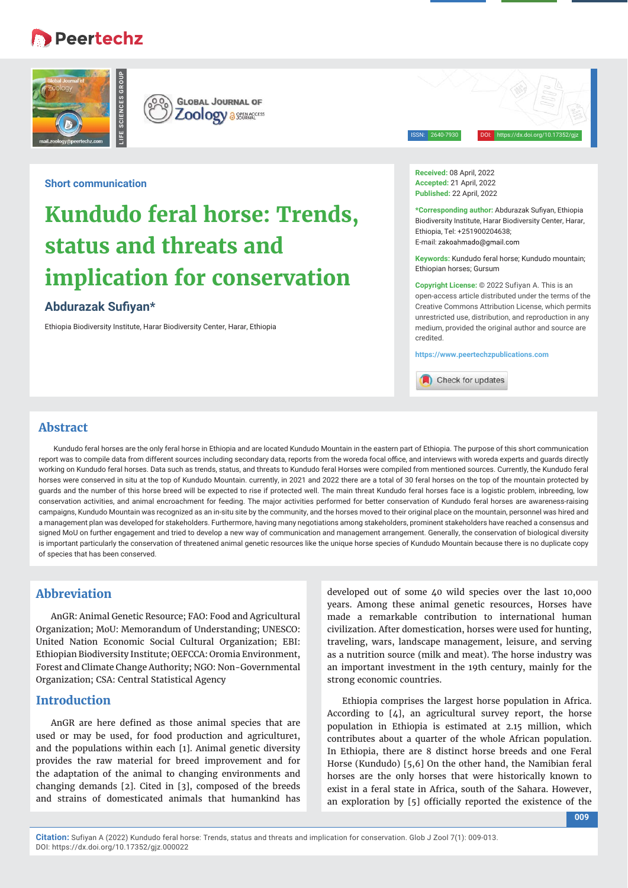Short communication

# Kundudo feral horse: Trends, status and threats and implication for conservation

**Abdurazak Sufiyan***

Ethiopia Biodiversity Institute, Harar Biodiversity Center, Harar, Ethiopia

**Received:** 08 April, 2022
**Accepted:** 21 April, 2022
**Published:** 22 April, 2022

***Corresponding author:** Abdurazak Sufiyan, Ethiopia Biodiversity Institute, Harar Biodiversity Center, Harar, Ethiopia, Tel: +251900204638;
E-mail: zakoahmado@gmail.com

**Keywords:** Kundudo feral horse; Kundudo mountain; Ethiopian horses; Gursum

**Copyright License:** © 2022 Sufiyan A. This is an open-access article distributed under the terms of the Creative Commons Attribution License, which permits unrestricted use, distribution, and reproduction in any medium, provided the original author and source are credited.

https://www.peertechzpublications.com

## Abstract

Kundudo feral horses are the only feral horse in Ethiopia and are located Kundudo Mountain in the eastern part of Ethiopia. The purpose of this short communication report was to compile data from different sources including secondary data, reports from the woreda focal office, and interviews with woreda experts and guards directly working on Kundudo feral horses. Data such as trends, status, and threats to Kundudo feral Horses were compiled from mentioned sources. Currently, the Kundudo feral horses were conserved in situ at the top of Kundudo Mountain. currently, in 2021 and 2022 there are a total of 30 feral horses on the top of the mountain protected by guards and the number of this horse breed will be expected to rise if protected well. The main threat Kundudo feral horses face is a logistic problem, inbreeding, low conservation activities, and animal encroachment for feeding. The major activities performed for better conservation of Kundudo feral horses are awareness-raising campaigns, Kundudo Mountain was recognized as an in-situ site by the community, and the horses moved to their original place on the mountain, personnel was hired and a management plan was developed for stakeholders. Furthermore, having many negotiations among stakeholders, prominent stakeholders have reached a consensus and signed MoU on further engagement and tried to develop a new way of communication and management arrangement. Generally, the conservation of biological diversity is important particularly the conservation of threatened animal genetic resources like the unique horse species of Kundudo Mountain because there is no duplicate copy of species that has been conserved.

## Abbreviation

AnGR: Animal Genetic Resource; FAO: Food and Agricultural Organization; MoU: Memorandum of Understanding; UNESCO: United Nation Economic Social Cultural Organization; EBI: Ethiopian Biodiversity Institute; OEFCCA: Oromia Environment, Forest and Climate Change Authority; NGO: Non-Governmental Organization; CSA: Central Statistical Agency

## Introduction

AnGR are here defined as those animal species that are used or may be used, for food production and agriculture1, and the populations within each [1]. Animal genetic diversity provides the raw material for breed improvement and for the adaptation of the animal to changing environments and changing demands [2]. Cited in [3], composed of the breeds and strains of domesticated animals that humankind has developed out of some 40 wild species over the last 10,000 years. Among these animal genetic resources, Horses have made a remarkable contribution to international human civilization. After domestication, horses were used for hunting, traveling, wars, landscape management, leisure, and serving as a nutrition source (milk and meat). The horse industry was an important investment in the 19th century, mainly for the strong economic countries.

Ethiopia comprises the largest horse population in Africa. According to [4], an agricultural survey report, the horse population in Ethiopia is estimated at 2.15 million, which contributes about a quarter of the whole African population. In Ethiopia, there are 8 distinct horse breeds and one Feral Horse (Kundudo) [5,6] On the other hand, the Namibian feral horses are the only horses that were historically known to exist in a feral state in Africa, south of the Sahara. However, an exploration by [5] officially reported the existence of the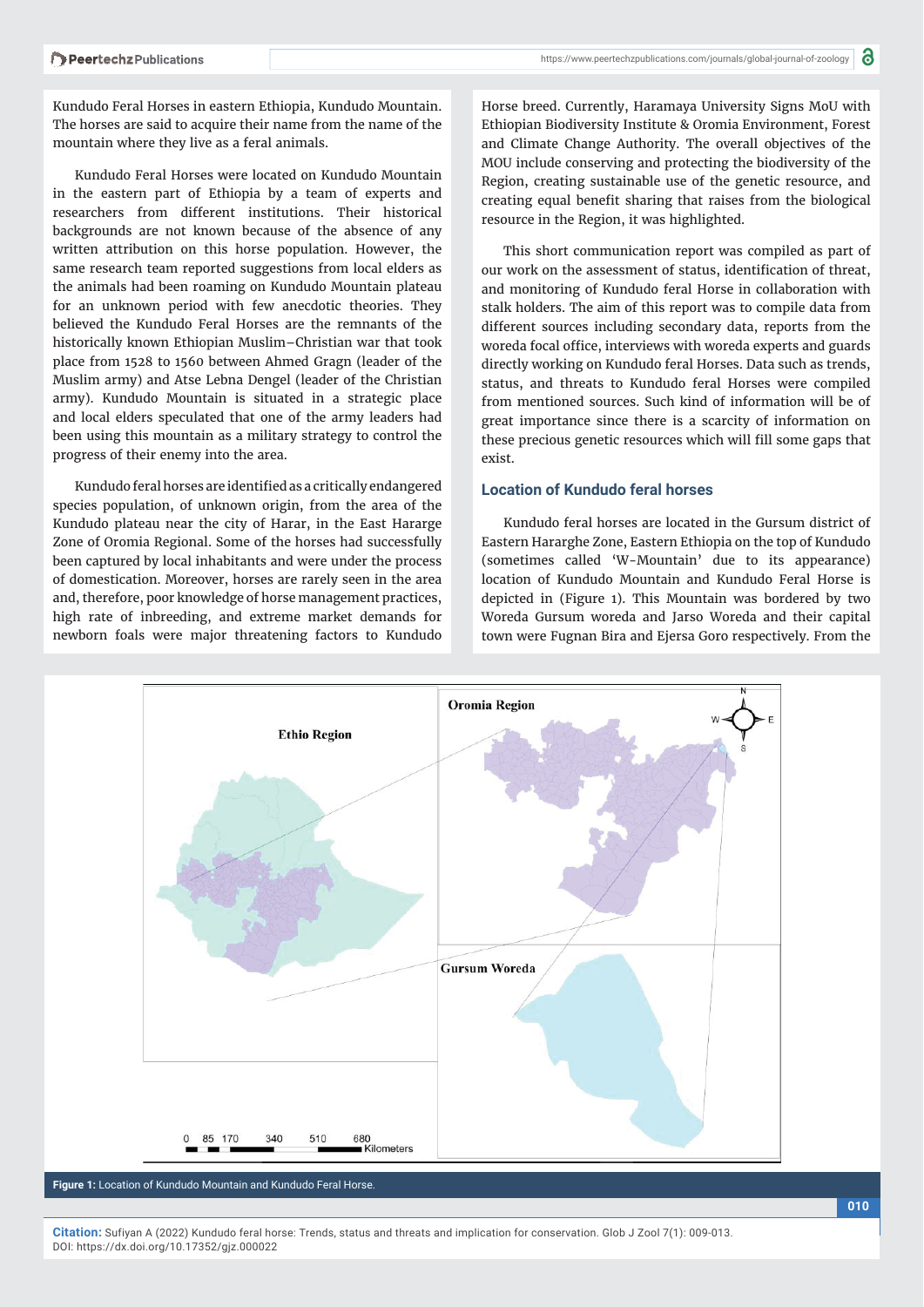Kundudo Feral Horses in eastern Ethiopia, Kundudo Mountain. The horses are said to acquire their name from the name of the mountain where they live as a feral animals.

Kundudo Feral Horses were located on Kundudo Mountain in the eastern part of Ethiopia by a team of experts and researchers from different institutions. Their historical backgrounds are not known because of the absence of any written attribution on this horse population. However, the same research team reported suggestions from local elders as the animals had been roaming on Kundudo Mountain plateau for an unknown period with few anecdotic theories. They believed the Kundudo Feral Horses are the remnants of the historically known Ethiopian Muslim–Christian war that took place from 1528 to 1560 between Ahmed Gragn (leader of the Muslim army) and Atse Lebna Dengel (leader of the Christian army). Kundudo Mountain is situated in a strategic place and local elders speculated that one of the army leaders had been using this mountain as a military strategy to control the progress of their enemy into the area.

Kundudo feral horses are identified as a critically endangered species population, of unknown origin, from the area of the Kundudo plateau near the city of Harar, in the East Hararge Zone of Oromia Regional. Some of the horses had successfully been captured by local inhabitants and were under the process of domestication. Moreover, horses are rarely seen in the area and, therefore, poor knowledge of horse management practices, high rate of inbreeding, and extreme market demands for newborn foals were major threatening factors to Kundudo Horse breed. Currently, Haramaya University Signs MoU with Ethiopian Biodiversity Institute & Oromia Environment, Forest and Climate Change Authority. The overall objectives of the MOU include conserving and protecting the biodiversity of the Region, creating sustainable use of the genetic resource, and creating equal benefit sharing that raises from the biological resource in the Region, it was highlighted.

This short communication report was compiled as part of our work on the assessment of status, identification of threat, and monitoring of Kundudo feral Horse in collaboration with stalk holders. The aim of this report was to compile data from different sources including secondary data, reports from the woreda focal office, interviews with woreda experts and guards directly working on Kundudo feral Horses. Data such as trends, status, and threats to Kundudo feral Horses were compiled from mentioned sources. Such kind of information will be of great importance since there is a scarcity of information on these precious genetic resources which will fill some gaps that exist.

### Location of Kundudo feral horses

Kundudo feral horses are located in the Gursum district of Eastern Hararghe Zone, Eastern Ethiopia on the top of Kundudo (sometimes called 'W-Mountain' due to its appearance) location of Kundudo Mountain and Kundudo Feral Horse is depicted in (Figure 1). This Mountain was bordered by two Woreda Gursum woreda and Jarso Woreda and their capital town were Fugnan Bira and Ejersa Goro respectively. From the

Ethio Region

Oromia Region

Gursum Woreda

N W E S

0 85 170 340 510 680 Kilometers

**Figure 1:** Location of Kundudo Mountain and Kundudo Feral Horse.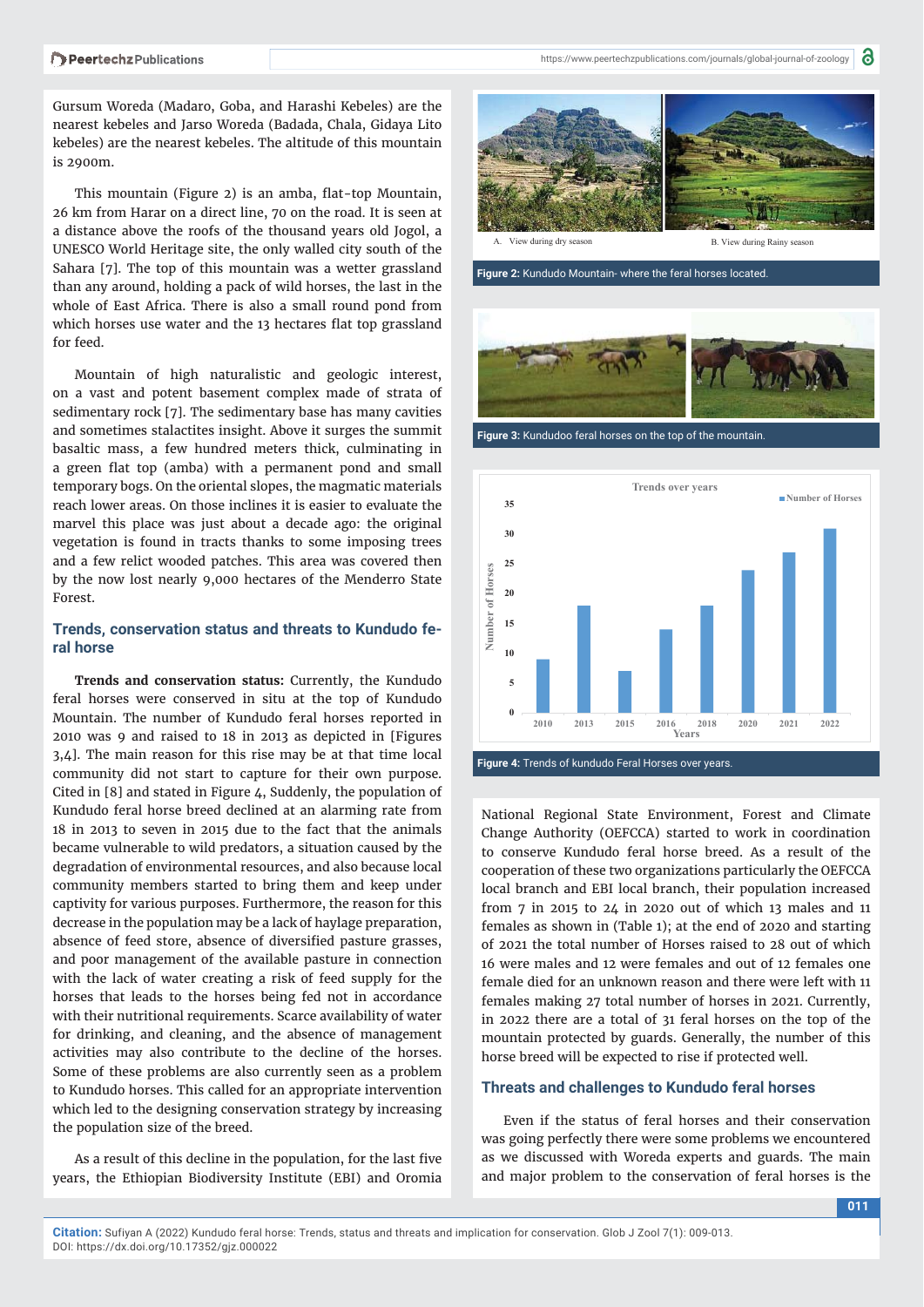Gursum Woreda (Madaro, Goba, and Harashi Kebeles) are the nearest kebeles and Jarso Woreda (Badada, Chala, Gidaya Lito kebeles) are the nearest kebeles. The altitude of this mountain is 2900m.

This mountain (Figure 2) is an amba, flat-top Mountain, 26 km from Harar on a direct line, 70 on the road. It is seen at a distance above the roofs of the thousand years old Jogol, a UNESCO World Heritage site, the only walled city south of the Sahara [7]. The top of this mountain was a wetter grassland than any around, holding a pack of wild horses, the last in the whole of East Africa. There is also a small round pond from which horses use water and the 13 hectares flat top grassland for feed.

Mountain of high naturalistic and geologic interest, on a vast and potent basement complex made of strata of sedimentary rock [7]. The sedimentary base has many cavities and sometimes stalactites insight. Above it surges the summit basaltic mass, a few hundred meters thick, culminating in a green flat top (amba) with a permanent pond and small temporary bogs. On the oriental slopes, the magmatic materials reach lower areas. On those inclines it is easier to evaluate the marvel this place was just about a decade ago: the original vegetation is found in tracts thanks to some imposing trees and a few relict wooded patches. This area was covered then by the now lost nearly 9,000 hectares of the Menderro State Forest.

A. View during dry season

B. View during Rainy season

**Figure 2:** Kundudo Mountain- where the feral horses located.

**Figure 3:** Kundudoo feral horses on the top of the mountain.

Trends over years

Number of Horses

35
30
25
20
15
10
5
0

Number of Horses

2010 2013 2015 2016 2018 2020 2021 2022

Years

**Figure 4:** Trends of kundudo Feral Horses over years.

## Trends, conservation status and threats to Kundudo feral horse

**Trends and conservation status:** Currently, the Kundudo feral horses were conserved in situ at the top of Kundudo Mountain. The number of Kundudo feral horses reported in 2010 was 9 and raised to 18 in 2013 as depicted in [Figures 3,4]. The main reason for this rise may be at that time local community did not start to capture for their own purpose. Cited in [8] and stated in Figure 4, Suddenly, the population of Kundudo feral horse breed declined at an alarming rate from 18 in 2013 to seven in 2015 due to the fact that the animals became vulnerable to wild predators, a situation caused by the degradation of environmental resources, and also because local community members started to bring them and keep under captivity for various purposes. Furthermore, the reason for this decrease in the population may be a lack of haylage preparation, absence of feed store, absence of diversified pasture grasses, and poor management of the available pasture in connection with the lack of water creating a risk of feed supply for the horses that leads to the horses being fed not in accordance with their nutritional requirements. Scarce availability of water for drinking, and cleaning, and the absence of management activities may also contribute to the decline of the horses. Some of these problems are also currently seen as a problem to Kundudo horses. This called for an appropriate intervention which led to the designing conservation strategy by increasing the population size of the breed.

As a result of this decline in the population, for the last five years, the Ethiopian Biodiversity Institute (EBI) and Oromia National Regional State Environment, Forest and Climate Change Authority (OEFCCA) started to work in coordination to conserve Kundudo feral horse breed. As a result of the cooperation of these two organizations particularly the OEFCCA local branch and EBI local branch, their population increased from 7 in 2015 to 24 in 2020 out of which 13 males and 11 females as shown in (Table 1); at the end of 2020 and starting of 2021 the total number of Horses raised to 28 out of which 16 were males and 12 were females and out of 12 females one female died for an unknown reason and there were left with 11 females making 27 total number of horses in 2021. Currently, in 2022 there are a total of 31 feral horses on the top of the mountain protected by guards. Generally, the number of this horse breed will be expected to rise if protected well.

### Threats and challenges to Kundudo feral horses

Even if the status of feral horses and their conservation was going perfectly there were some problems we encountered as we discussed with Woreda experts and guards. The main and major problem to the conservation of feral horses is the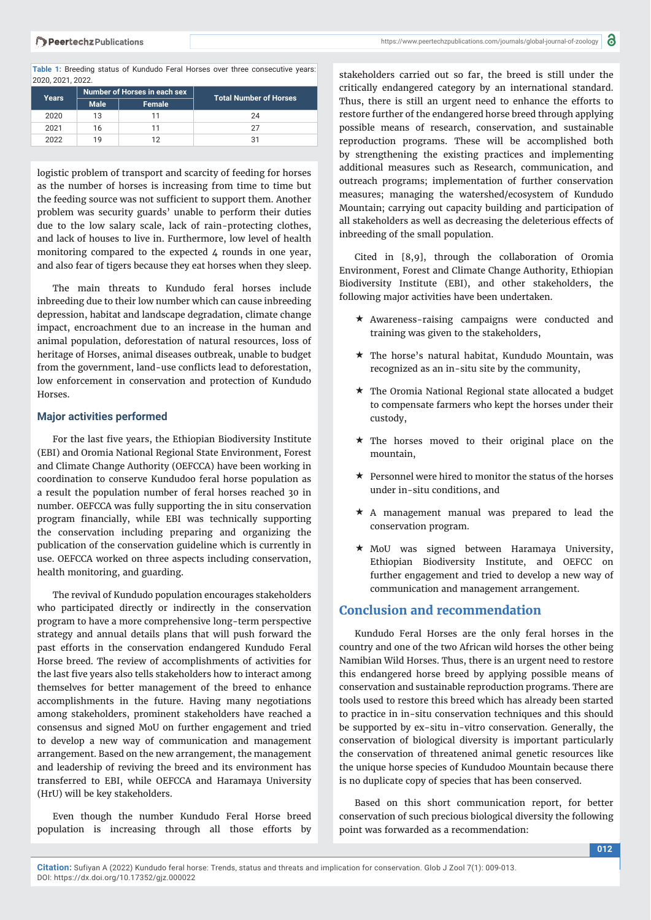Table 1: Breeding status of Kundudo Feral Horses over three consecutive years: 2020, 2021, 2022.

| Years | Number of Horses in each sex | | Total Number of Horses |
|---|---|---|---|
| | Male | Female | |
| 2020 | 13 | 11 | 24 |
| 2021 | 16 | 11 | 27 |
| 2022 | 19 | 12 | 31 |

logistic problem of transport and scarcity of feeding for horses as the number of horses is increasing from time to time but the feeding source was not sufficient to support them. Another problem was security guards' unable to perform their duties due to the low salary scale, lack of rain-protecting clothes, and lack of houses to live in. Furthermore, low level of health monitoring compared to the expected 4 rounds in one year, and also fear of tigers because they eat horses when they sleep.

The main threats to Kundudo feral horses include inbreeding due to their low number which can cause inbreeding depression, habitat and landscape degradation, climate change impact, encroachment due to an increase in the human and animal population, deforestation of natural resources, loss of heritage of Horses, animal diseases outbreak, unable to budget from the government, land-use conflicts lead to deforestation, low enforcement in conservation and protection of Kundudo Horses.

### Major activities performed

For the last five years, the Ethiopian Biodiversity Institute (EBI) and Oromia National Regional State Environment, Forest and Climate Change Authority (OEFCCA) have been working in coordination to conserve Kundudoo feral horse population as a result the population number of feral horses reached 30 in number. OEFCCA was fully supporting the in situ conservation program financially, while EBI was technically supporting the conservation including preparing and organizing the publication of the conservation guideline which is currently in use. OEFCCA worked on three aspects including conservation, health monitoring, and guarding.

The revival of Kundudo population encourages stakeholders who participated directly or indirectly in the conservation program to have a more comprehensive long-term perspective strategy and annual details plans that will push forward the past efforts in the conservation endangered Kundudo Feral Horse breed. The review of accomplishments of activities for the last five years also tells stakeholders how to interact among themselves for better management of the breed to enhance accomplishments in the future. Having many negotiations among stakeholders, prominent stakeholders have reached a consensus and signed MoU on further engagement and tried to develop a new way of communication and management arrangement. Based on the new arrangement, the management and leadership of reviving the breed and its environment has transferred to EBI, while OEFCCA and Haramaya University (HrU) will be key stakeholders.

Even though the number Kundudo Feral Horse breed population is increasing through all those efforts by stakeholders carried out so far, the breed is still under the critically endangered category by an international standard. Thus, there is still an urgent need to enhance the efforts to restore further of the endangered horse breed through applying possible means of research, conservation, and sustainable reproduction programs. These will be accomplished both by strengthening the existing practices and implementing additional measures such as Research, communication, and outreach programs; implementation of further conservation measures; managing the watershed/ecosystem of Kundudo Mountain; carrying out capacity building and participation of all stakeholders as well as decreasing the deleterious effects of inbreeding of the small population.

Cited in [8,9], through the collaboration of Oromia Environment, Forest and Climate Change Authority, Ethiopian Biodiversity Institute (EBI), and other stakeholders, the following major activities have been undertaken.

- Awareness-raising campaigns were conducted and training was given to the stakeholders,
- The horse's natural habitat, Kundudo Mountain, was recognized as an in-situ site by the community,
- The Oromia National Regional state allocated a budget to compensate farmers who kept the horses under their custody,
- The horses moved to their original place on the mountain,
- Personnel were hired to monitor the status of the horses under in-situ conditions, and
- A management manual was prepared to lead the conservation program.
- MoU was signed between Haramaya University, Ethiopian Biodiversity Institute, and OEFCC on further engagement and tried to develop a new way of communication and management arrangement.

## Conclusion and recommendation

Kundudo Feral Horses are the only feral horses in the country and one of the two African wild horses the other being Namibian Wild Horses. Thus, there is an urgent need to restore this endangered horse breed by applying possible means of conservation and sustainable reproduction programs. There are tools used to restore this breed which has already been started to practice in in-situ conservation techniques and this should be supported by ex-situ in-vitro conservation. Generally, the conservation of biological diversity is important particularly the conservation of threatened animal genetic resources like the unique horse species of Kundudoo Mountain because there is no duplicate copy of species that has been conserved.

Based on this short communication report, for better conservation of such precious biological diversity the following point was forwarded as a recommendation: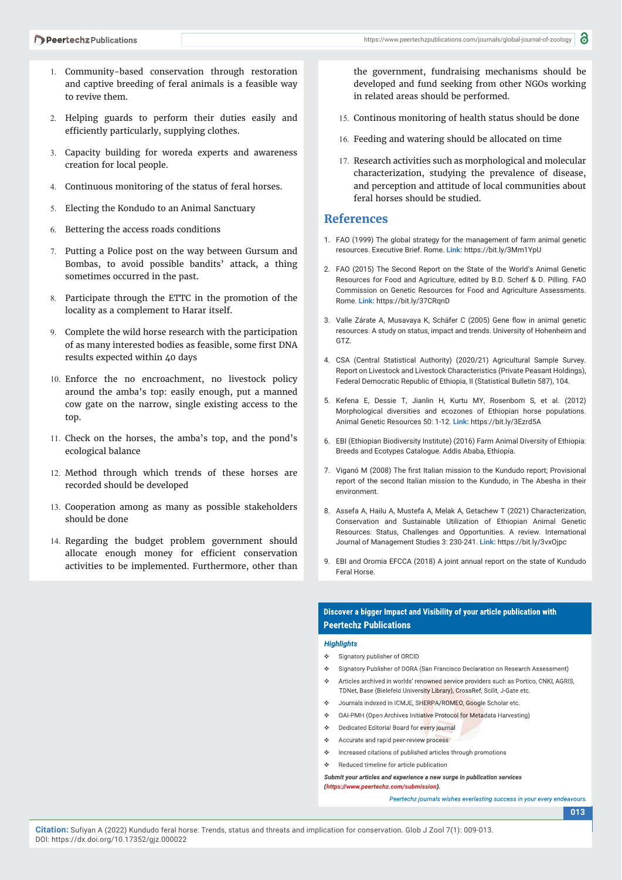1. Community-based conservation through restoration and captive breeding of feral animals is a feasible way to revive them.

2. Helping guards to perform their duties easily and efficiently particularly, supplying clothes.

3. Capacity building for woreda experts and awareness creation for local people.

4. Continuous monitoring of the status of feral horses.

5. Electing the Kondudo to an Animal Sanctuary

6. Bettering the access roads conditions

7. Putting a Police post on the way between Gursum and Bombas, to avoid possible bandits' attack, a thing sometimes occurred in the past.

8. Participate through the ETTC in the promotion of the locality as a complement to Harar itself.

9. Complete the wild horse research with the participation of as many interested bodies as feasible, some first DNA results expected within 40 days

10. Enforce the no encroachment, no livestock policy around the amba's top: easily enough, put a manned cow gate on the narrow, single existing access to the top.

11. Check on the horses, the amba's top, and the pond's ecological balance

12. Method through which trends of these horses are recorded should be developed

13. Cooperation among as many as possible stakeholders should be done

14. Regarding the budget problem government should allocate enough money for efficient conservation activities to be implemented. Furthermore, other than the government, fundraising mechanisms should be developed and fund seeking from other NGOs working in related areas should be performed.

15. Continous monitoring of health status should be done

16. Feeding and watering should be allocated on time

17. Research activities such as morphological and molecular characterization, studying the prevalence of disease, and perception and attitude of local communities about feral horses should be studied.

## References

1. FAO (1999) The global strategy for the management of farm animal genetic resources. Executive Brief. Rome. **Link:** https://bit.ly/3Mm1YpU

2. FAO (2015) The Second Report on the State of the World's Animal Genetic Resources for Food and Agriculture, edited by B.D. Scherf & D. Pilling. FAO Commission on Genetic Resources for Food and Agriculture Assessments. Rome. **Link:** https://bit.ly/37CRqnD

3. Valle Zárate A, Musavaya K, Schäfer C (2005) Gene flow in animal genetic resources. A study on status, impact and trends. University of Hohenheim and GTZ.

4. CSA (Central Statistical Authority) (2020/21) Agricultural Sample Survey. Report on Livestock and Livestock Characteristics (Private Peasant Holdings), Federal Democratic Republic of Ethiopia, II (Statistical Bulletin 587), 104.

5. Kefena E, Dessie T, Jianlin H, Kurtu MY, Rosenbom S, et al. (2012) Morphological diversities and ecozones of Ethiopian horse populations. Animal Genetic Resources 50: 1-12. **Link:** https://bit.ly/3Ezrd5A

6. EBI (Ethiopian Biodiversity Institute) (2016) Farm Animal Diversity of Ethiopia: Breeds and Ecotypes Catalogue. Addis Ababa, Ethiopia.

7. Viganó M (2008) The first Italian mission to the Kundudo report; Provisional report of the second Italian mission to the Kundudo, in The Abesha in their environment.

8. Assefa A, Hailu A, Mustefa A, Melak A, Getachew T (2021) Characterization, Conservation and Sustainable Utilization of Ethiopian Animal Genetic Resources: Status, Challenges and Opportunities. A review. International Journal of Management Studies 3: 230-241. **Link:** https://bit.ly/3vxOjpc

9. EBI and Oromia EFCCA (2018) A joint annual report on the state of Kundudo Feral Horse.

**Discover a bigger Impact and Visibility of your article publication with Peertechz Publications**

***Highlights***

- Signatory publisher of ORCID
- Signatory Publisher of DORA (San Francisco Declaration on Research Assessment)
- Articles archived in worlds' renowned service providers such as Portico, CNKI, AGRIS, TDNet, Base (Bielefeld University Library), CrossRef, Scilit, J-Gate etc.
- Journals indexed in ICMJE, SHERPA/ROMEO, Google Scholar etc.
- OAI-PMH (Open Archives Initiative Protocol for Metadata Harvesting)
- Dedicated Editorial Board for every journal
- Accurate and rapid peer-review process
- Increased citations of published articles through promotions
- Reduced timeline for article publication

***Submit your articles and experience a new surge in publication services (https://www.peertechz.com/submission).***

*Peertechz journals wishes everlasting success in your every endeavours.*

**Citation:** Sufiyan A (2022) Kundudo feral horse: Trends, status and threats and implication for conservation. Glob J Zool 7(1): 009-013. DOI: https://dx.doi.org/10.17352/gjz.000022